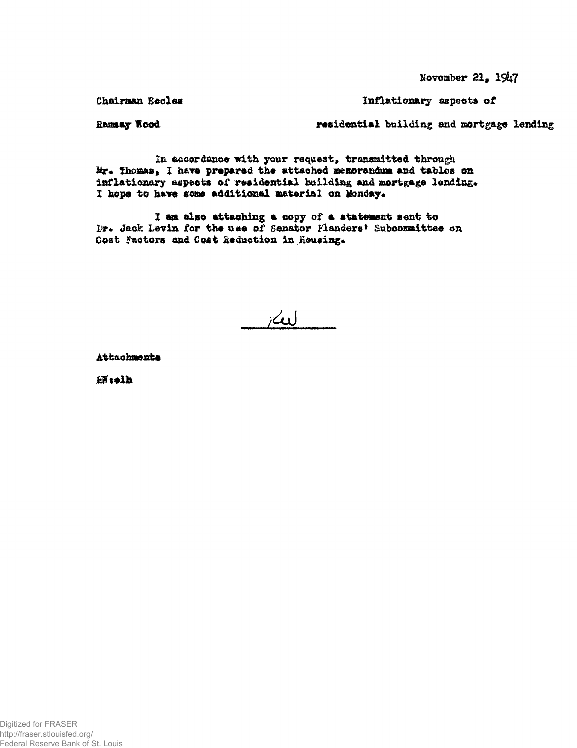November 21, 1947

Chairman Eccles

Ramsay Wood

Inflationary aspects of residential building and mortgage lending

In accordance with your request, transmitted through Mr. Thomas, I have prepared the attached memorandum and tables on inflationary aspects of residential building and mortgage lending. I hope to have some additional material on Monday.

I am also attaching a copy of a statement sent to Dr. Jack Levin for the use of Senator Flanders' Subcommittee on Cost Factors and Cost Reduction in Housing.

RW

Attachments

RW:elh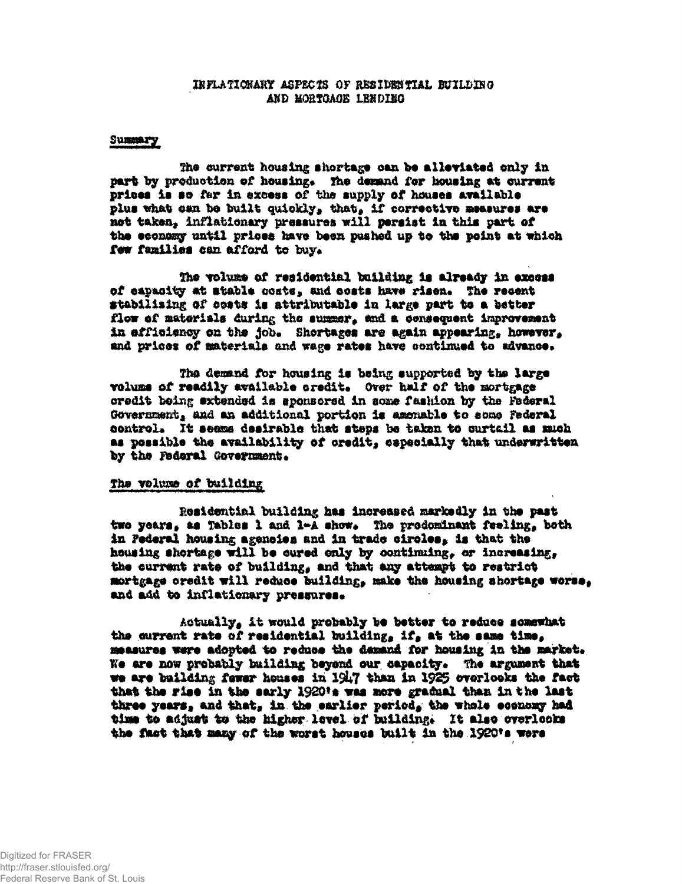# INFLATIONARY ASPECTS OF RESIDENTIAL BUILDING AND MORTGAGE LENDING

## Summary

The current housing shortage can be alleviated only in part by production of housing. The demand for housing at current prices is so far in excess of the supply of houses available plus what can be built quickly, that, if corrective measures are not taken, inflationary pressures will persist in this part of the economy until prices have been pushed up to the point at which few families can afford to buy.

The volume of residential building is already in excess of capacity at stable costs, and costs have risen. The recent stabilizing of costs is attributable in large part to a better flow of materials during the summer, and a consequent improvement in efficiency on the job. Shortages are again appearing, however, and prices of materials and wage rates have continued to advance.

The demand for housing is being supported by the large volume of readily available credit. Over half of the mortgage credit being extended is sponsored in some fashion by the Federal Government, and an additional portion is amenable to some Federal control. It seems desirable that steps be taken to curtail as much as possible the availability of credit, especially that underwritten by the Federal Government.

## The volume of building

Residential building has increased markedly in the past two years, as Tables 1 and 1-A show. The predominant feeling, both in Federal housing agencies and in trade circles, is that the housing shortage will be cured only by continuing, or increasing, the current rate of building, and that any attempt to restrict mortgage credit will reduce building, make the housing shortage worse, and add to inflationary pressures.

Actually, it would probably be better to reduce somewhat the current rate of residential building, if, at the same time, measures were adopted to reduce the demand for housing in the market. We are now probably building beyond our capacity. The argument that we are building fewer houses in 1947 than in 1925 overlooks the fact that the rise in the early 1920's was more gradual than in the last three years, and that, in the earlier period, the whole economy had time to adjust to the higher level of building. It also overlooks the fact that many of the worst houses built in the 1920's were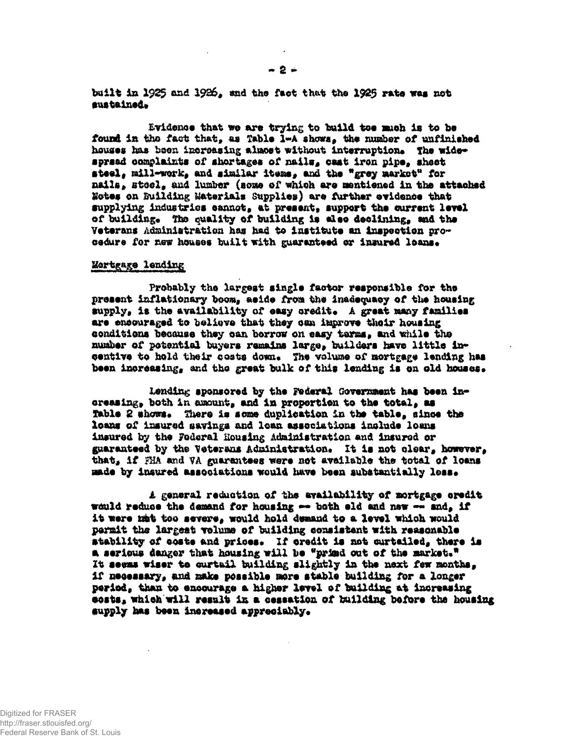built in 1925 and 1926, and the fact that the 1925 rate was not sustained.

Evidence that we are trying to build too much is to be found in the fact that, as Table 1-A shows, the number of unfinished houses has been increasing almost without interruption. The widespread complaints of shortages of nails, cast iron pipe, sheet steel, mill-work, and similar items, and the "grey market" for nails, steel, and lumber (some of which are mentioned in the attached Notes on Building Materials Supplies) are further evidence that supplying industries cannot, at present, support the current level of building. The quality of building is also declining, and the Veterans Administration has had to institute an inspection procedure for new houses built with guaranteed or insured loans.

## Mortgage lending

Probably the largest single factor responsible for the present inflationary boom, aside from the inadequacy of the housing supply, is the availability of easy credit. A great many families are encouraged to believe that they can improve their housing conditions because they can borrow on easy terms, and while the number of potential buyers remains large, builders have little incentive to hold their costs down. The volume of mortgage lending has been increasing, and the great bulk of this lending is on old houses.

Lending sponsored by the Federal Government has been increasing, both in amount, and in proportion to the total, as Table 2 shows. There is some duplication in the table, since the loans of insured savings and loan associations include loans insured by the Federal Housing Administration and insured or guaranteed by the Veterans Administration. It is not clear, however, that, if FHA and VA guarantees were not available the total of loans made by insured associations would have been substantially less.

A general reduction of the availability of mortgage credit would reduce the demand for housing -- both old and new -- and, if it were not too severe, would hold demand to a level which would permit the largest volume of building consistent with reasonable stability of costs and prices. If credit is not curtailed, there is a serious danger that housing will be "priced out of the market." It seems wiser to curtail building slightly in the next few months, if necessary, and make possible more stable building for a longer period, than to encourage a higher level of building at increasing costs, which will result in a cessation of building before the housing supply has been increased appreciably.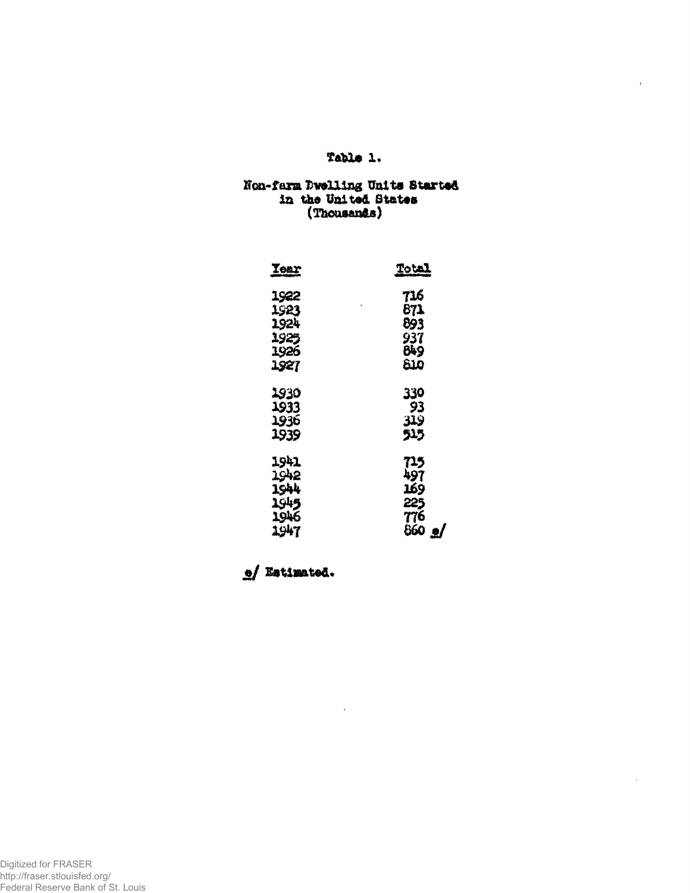Table 1.

Non-farm Dwelling Units Started
in the United States
(Thousands)

| Year | Total |
|---|---|
| 1922 | 716 |
| 1923 | 871 |
| 1924 | 893 |
| 1925 | 937 |
| 1926 | 849 |
| 1927 | 810 |
| 1930 | 330 |
| 1933 | 93 |
| 1936 | 319 |
| 1939 | 515 |
| 1941 | 715 |
| 1942 | 497 |
| 1944 | 169 |
| 1945 | 225 |
| 1946 | 776 |
| 1947 | 860 e/ |

e/ Estimated.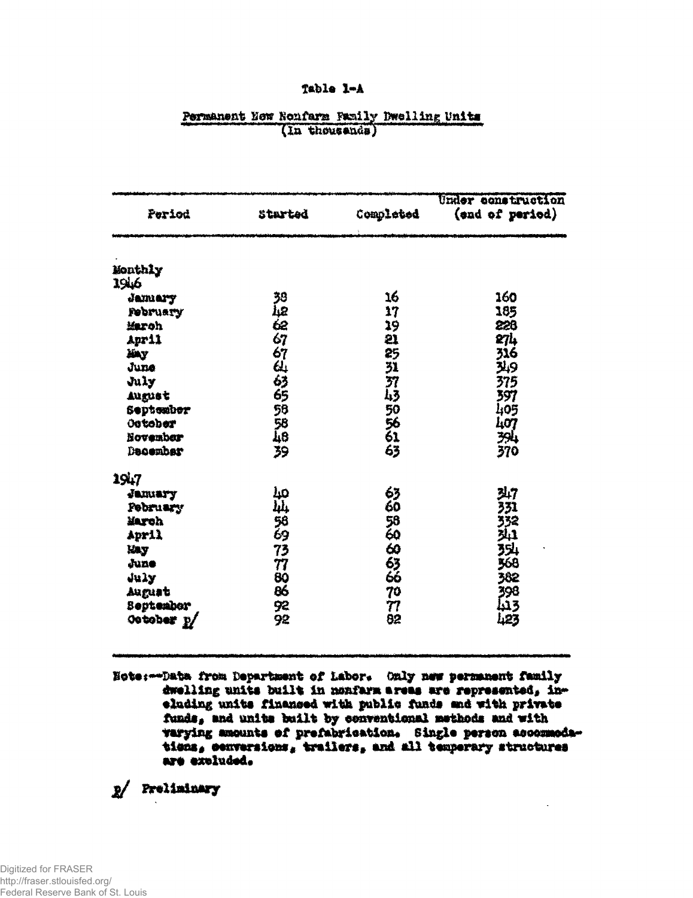Table 1-A

Permanent New Nonfarm Family Dwelling Units
(In thousands)

| Period | Started | Completed | Under construction (end of period) |
|---|---|---|---|
| Monthly | | | |
| 1946 | | | |
| January | 38 | 16 | 160 |
| February | 42 | 17 | 185 |
| March | 62 | 19 | 228 |
| April | 67 | 21 | 274 |
| May | 67 | 25 | 316 |
| June | 64 | 31 | 349 |
| July | 63 | 37 | 375 |
| August | 65 | 43 | 397 |
| September | 58 | 50 | 405 |
| October | 58 | 56 | 407 |
| November | 48 | 61 | 394 |
| December | 39 | 63 | 370 |
| 1947 | | | |
| January | 40 | 63 | 347 |
| February | 44 | 60 | 331 |
| March | 58 | 58 | 332 |
| April | 69 | 60 | 341 |
| May | 73 | 60 | 354 |
| June | 77 | 63 | 368 |
| July | 80 | 66 | 382 |
| August | 86 | 70 | 398 |
| September | 92 | 77 | 413 |
| October p/ | 92 | 82 | 423 |

Note:--Data from Department of Labor. Only new permanent family dwelling units built in nonfarm areas are represented, including units financed with public funds and with private funds, and units built by conventional methods and with varying amounts of prefabrication. Single person accommodations, conversions, trailers, and all temporary structures are excluded.

p/ Preliminary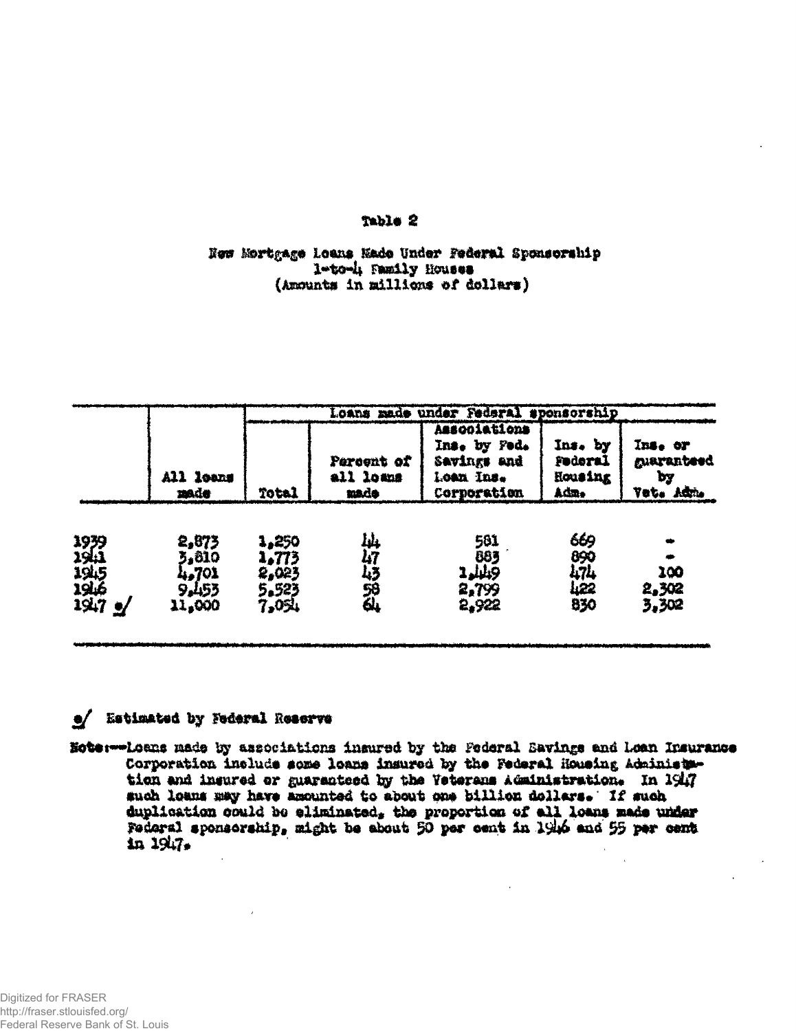Table 2

New Mortgage Loans Made Under Federal Sponsorship
1-to-4 Family Houses
(Amounts in millions of dollars)

| | All loans made | Loans made under Federal sponsorship | | | | |
|---|---|---|---|---|---|---|
| | | Total | Percent of all loans made | Associations Ins. by Fed. Savings and Loan Ins. Corporation | Ins. by Federal Housing Adm. | Ins. or guaranteed by Vet. Adm. |
| 1939 | 2,873 | 1,250 | 44 | 581 | 669 | - |
| 1941 | 3,810 | 1,773 | 47 | 883 | 890 | - |
| 1945 | 4,701 | 2,023 | 43 | 1,449 | 474 | 100 |
| 1946 | 9,453 | 5,523 | 58 | 2,799 | 422 | 2,302 |
| 1947 e/ | 11,000 | 7,054 | 64 | 2,922 | 830 | 3,302 |

e/ Estimated by Federal Reserve

Note:--Loans made by associations insured by the Federal Savings and Loan Insurance Corporation include some loans insured by the Federal Housing Administration and insured or guaranteed by the Veterans Administration. In 1947 such loans may have amounted to about one billion dollars. If such duplication could be eliminated, the proportion of all loans made under Federal sponsorship, might be about 50 per cent in 1946 and 55 per cent in 1947.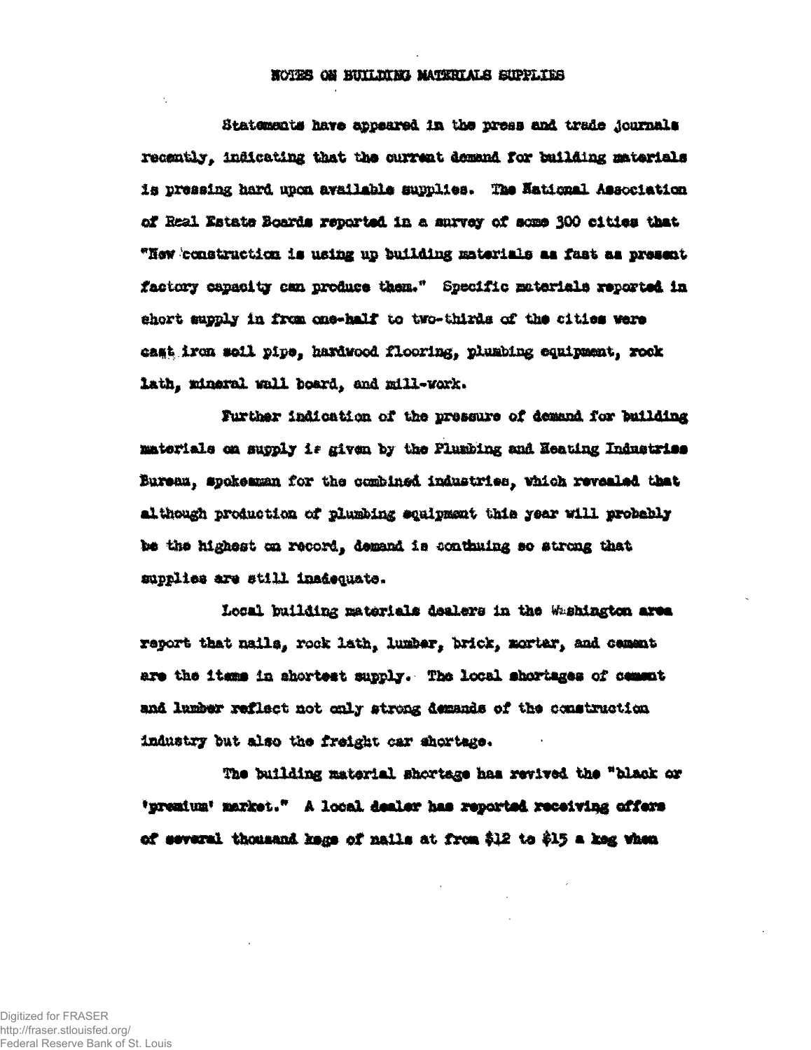# NOTES ON BUILDING MATERIALS SUPPLIES

Statements have appeared in the press and trade journals recently, indicating that the current demand for building materials is pressing hard upon available supplies. The National Association of Real Estate Boards reported in a survey of some 300 cities that "New construction is using up building materials as fast as present factory capacity can produce them." Specific materials reported in short supply in from one-half to two-thirds of the cities were cast iron soil pipe, hardwood flooring, plumbing equipment, rock lath, mineral wall board, and mill-work.

Further indication of the pressure of demand for building materials on supply is given by the Plumbing and Heating Industries Bureau, spokesman for the combined industries, which revealed that although production of plumbing equipment this year will probably be the highest on record, demand is continuing so strong that supplies are still inadequate.

Local building materials dealers in the Washington area report that nails, rock lath, lumber, brick, mortar, and cement are the items in shortest supply. The local shortages of cement and lumber reflect not only strong demands of the construction industry but also the freight car shortage.

The building material shortage has revived the "black or 'premium' market." A local dealer has reported receiving offers of several thousand kegs of nails at from $12 to $15 a keg when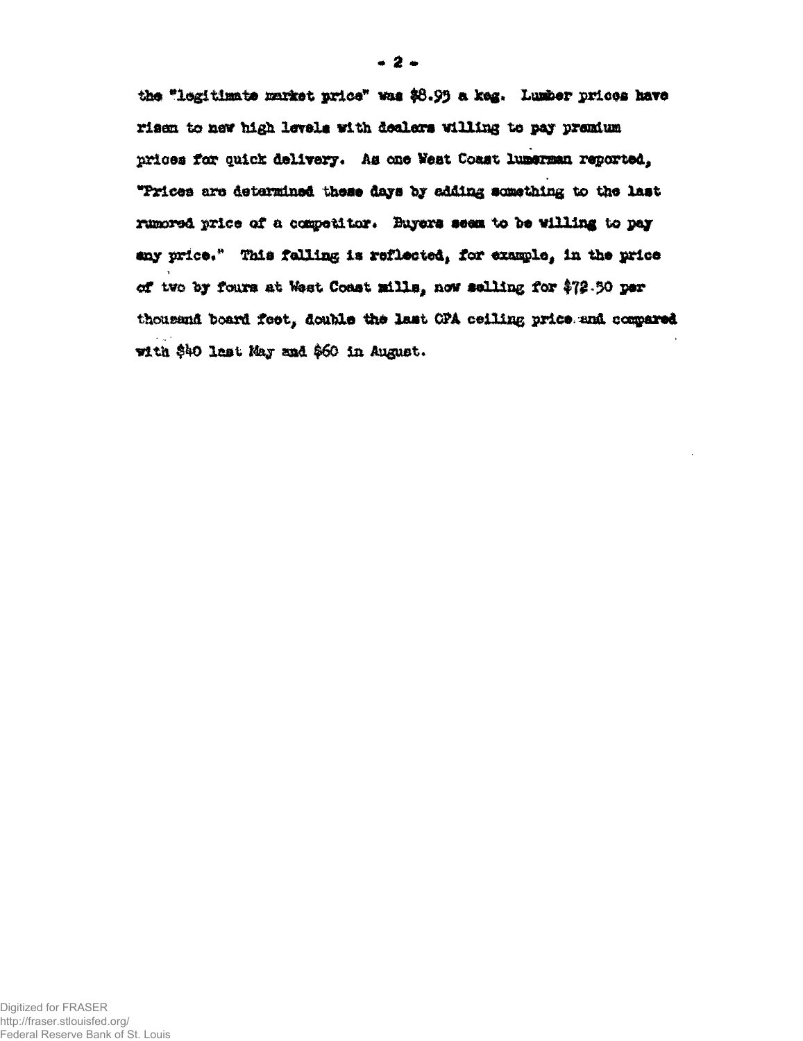the "legitimate market price" was $8.95 a keg. Lumber prices have risen to new high levels with dealers willing to pay premium prices for quick delivery. As one West Coast lumberman reported, "Prices are determined these days by adding something to the last rumored price of a competitor. Buyers seem to be willing to pay any price." This falling is reflected, for example, in the price of two by fours at West Coast mills, now selling for $72.50 per thousand board feet, double the last OPA ceiling price and compared with $40 last May and $60 in August.